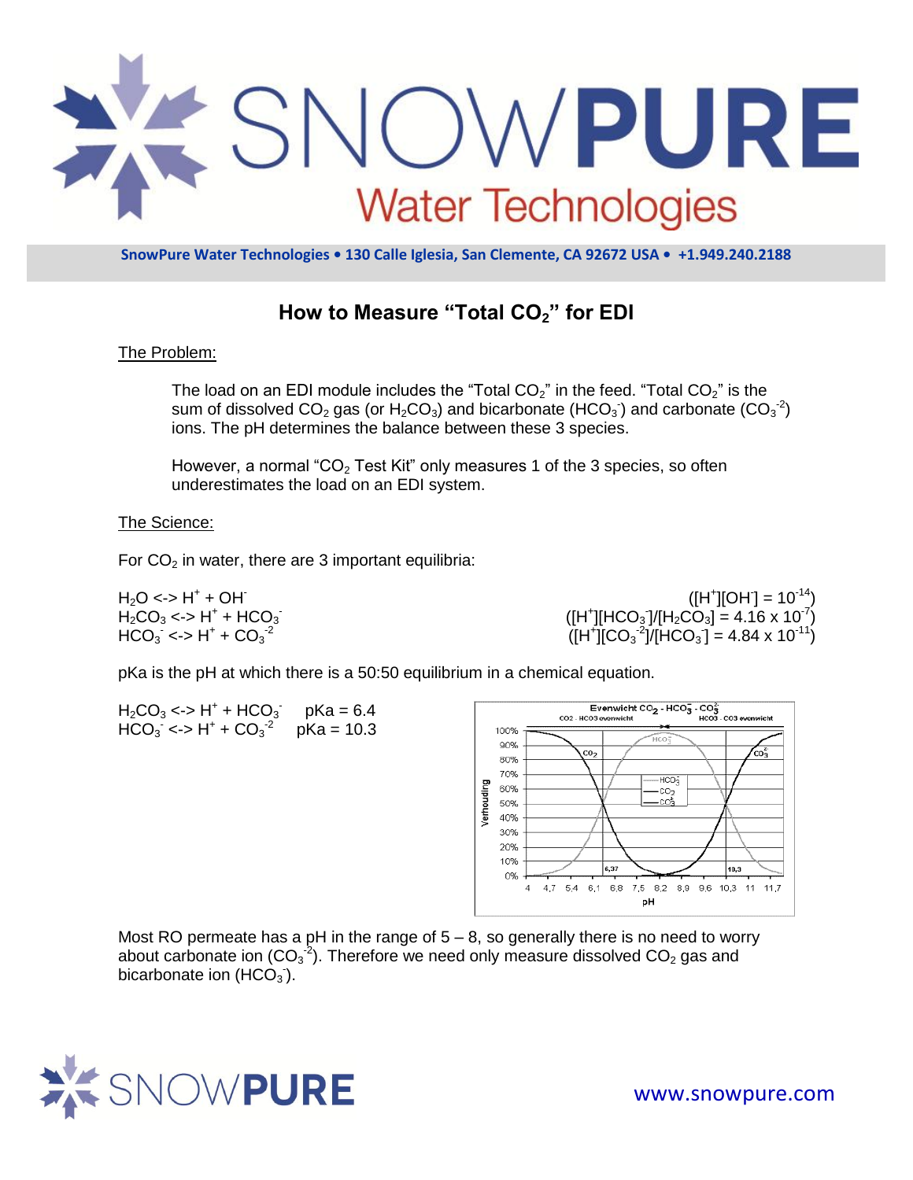# How to Measure "Total $CO_2$" for EDI

## The Problem:

The load on an EDI module includes the "Total $CO_2$" in the feed. "Total $CO_2$" is the sum of dissolved $CO_2$ gas (or $H_2CO_3$) and bicarbonate ($HCO_3^-$) and carbonate ($CO_3^{-2}$) ions. The pH determines the balance between these 3 species.

However, a normal "$CO_2$ Test Kit" only measures 1 of the 3 species, so often underestimates the load on an EDI system.

## The Science:

For $CO_2$ in water, there are 3 important equilibria:

| Reaction | Equilibrium |
| --- | --- |
| $H_2O \leftrightarrow H^+ + OH^-$ | $([H^+][OH^-] = 10^{-14})$ |
| $H_2CO_3 \leftrightarrow H^+ + HCO_3^-$ | $([H^+][HCO_3^-]/[H_2CO_3] = 4.16 \times 10^{-7})$ |
| $HCO_3^- \leftrightarrow H^+ + CO_3^{-2}$ | $([H^+][CO_3^{-2}]/[HCO_3^-] = 4.84 \times 10^{-11})$ |

pKa is the pH at which there is a 50:50 equilibrium in a chemical equation.

$H_2CO_3 \leftrightarrow H^+ + HCO_3^-$ pKa = 6.4

$HCO_3^- \leftrightarrow H^+ + CO_3^{-2}$ pKa = 10.3

Most RO permeate has a pH in the range of 5 – 8, so generally there is no need to worry about carbonate ion ($CO_3^{-2}$). Therefore we need only measure dissolved $CO_2$ gas and bicarbonate ion ($HCO_3^-$).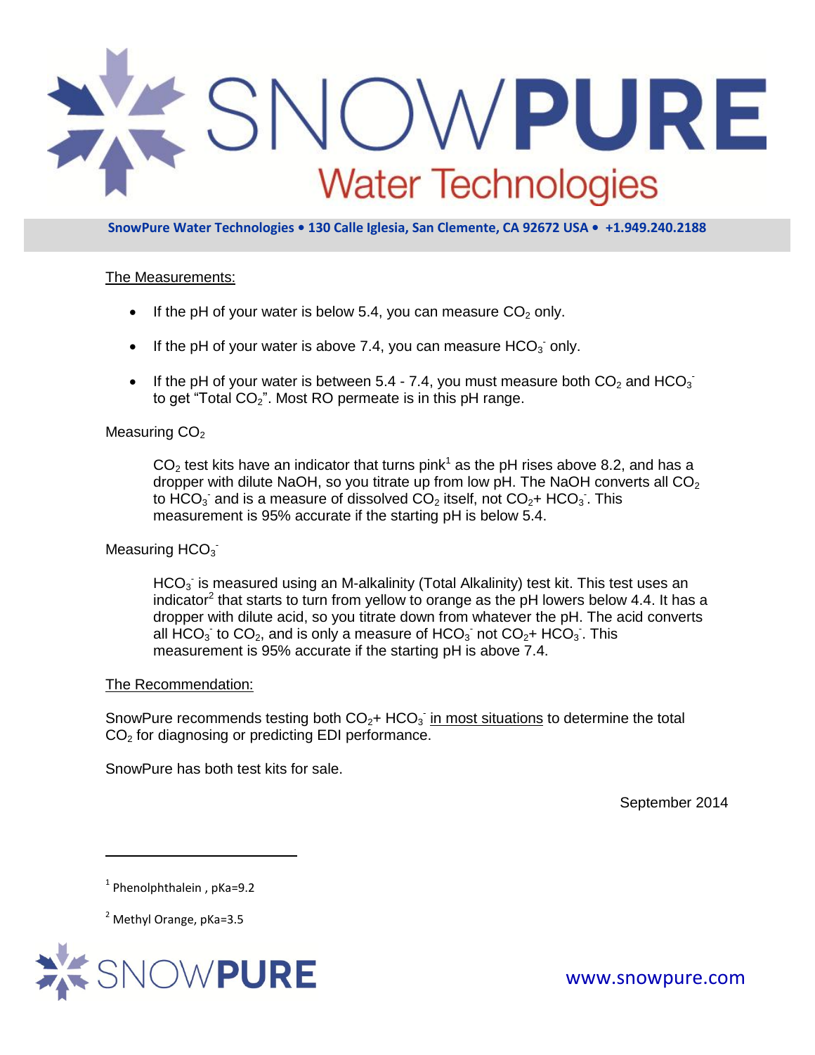The Measurements:

- If the pH of your water is below 5.4, you can measure $CO_2$ only.
- If the pH of your water is above 7.4, you can measure $HCO_3^-$ only.
- If the pH of your water is between 5.4 - 7.4, you must measure both $CO_2$ and $HCO_3^-$ to get "Total $CO_2$". Most RO permeate is in this pH range.

Measuring $CO_2$

$CO_2$ test kits have an indicator that turns pink[1] as the pH rises above 8.2, and has a dropper with dilute NaOH, so you titrate up from low pH. The NaOH converts all $CO_2$ to $HCO_3^-$ and is a measure of dissolved $CO_2$ itself, not $CO_2$+ $HCO_3^-$. This measurement is 95% accurate if the starting pH is below 5.4.

Measuring $HCO_3^-$

$HCO_3^-$ is measured using an M-alkalinity (Total Alkalinity) test kit. This test uses an indicator[2] that starts to turn from yellow to orange as the pH lowers below 4.4. It has a dropper with dilute acid, so you titrate down from whatever the pH. The acid converts all $HCO_3^-$ to $CO_2$, and is only a measure of $HCO_3^-$ not $CO_2$+ $HCO_3^-$. This measurement is 95% accurate if the starting pH is above 7.4.

The Recommendation:

SnowPure recommends testing both $CO_2$+ $HCO_3^-$ in most situations to determine the total $CO_2$ for diagnosing or predicting EDI performance.

SnowPure has both test kits for sale.

September 2014

---

[1] Phenolphthalein , pKa=9.2

[2] Methyl Orange, pKa=3.5